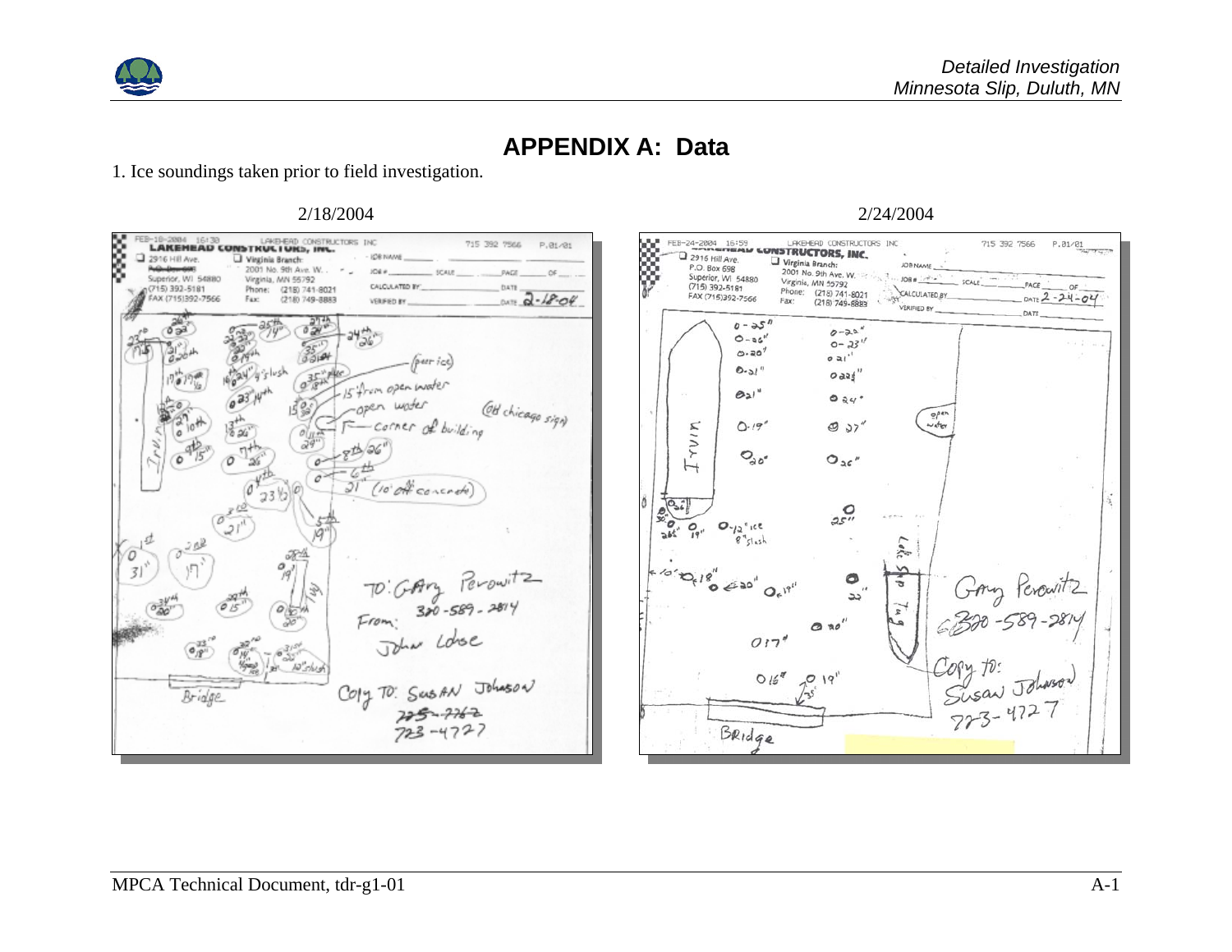# APPENDIX A: Data

1. Ice soundings taken prior to field investigation.

2/18/2004

2/24/2004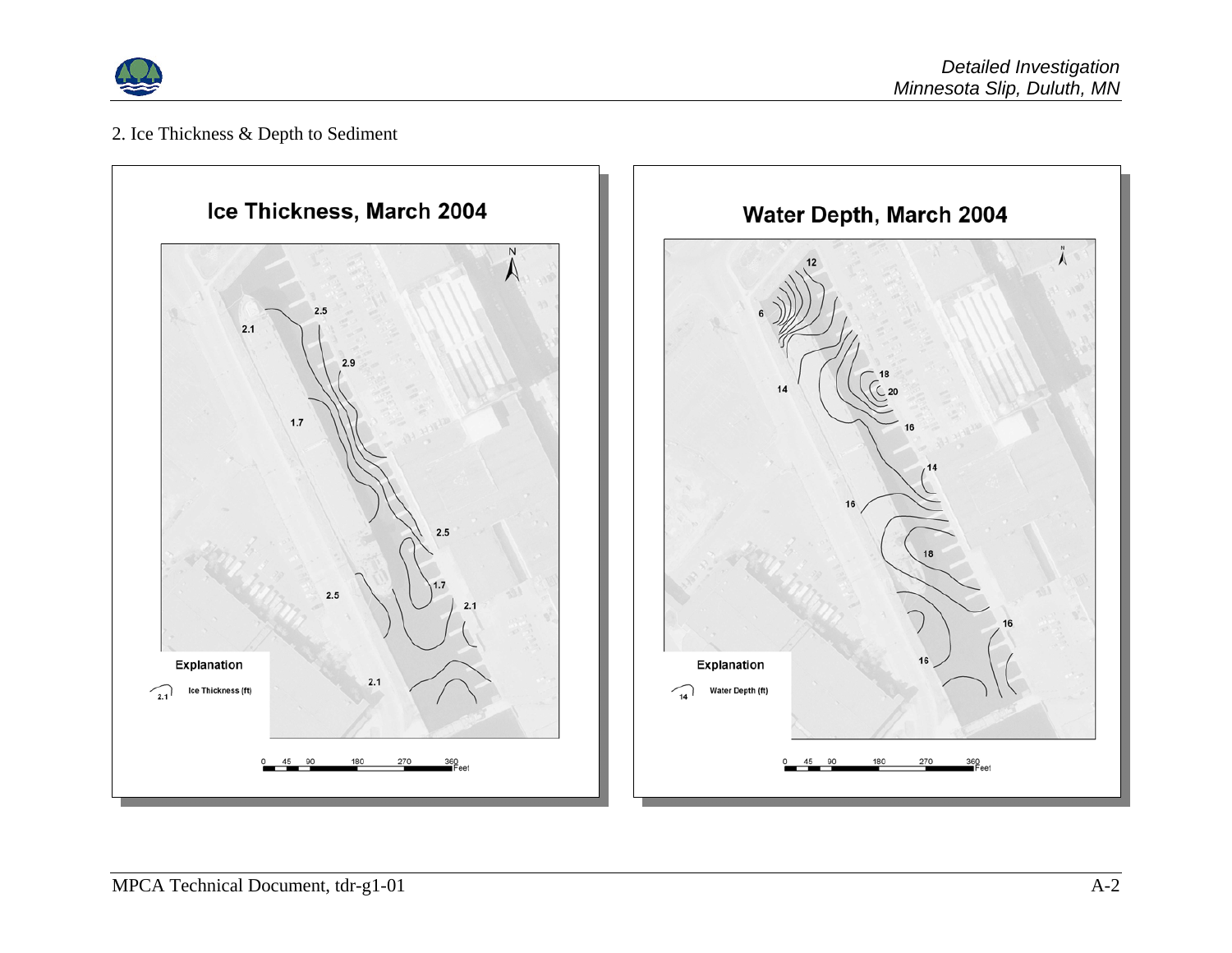2. Ice Thickness & Depth to Sediment

## Ice Thickness, March 2004

2.5

2.1

2.9

1.7

2.5

1.7

2.5

2.1

2.1

Explanation

Ice Thickness (ft)

0 45 90 180 270 360 Feet

## Water Depth, March 2004

12

6

18

20

14

16

14

16

18

16

16

Explanation

Water Depth (ft)

0 45 90 180 270 360 Feet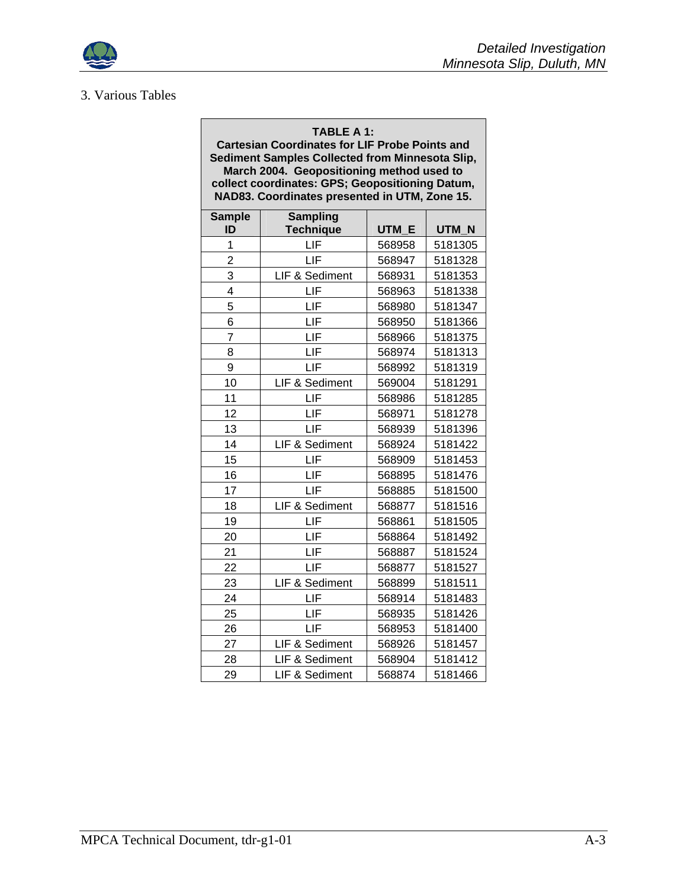## 3. Various Tables

**TABLE A 1: Cartesian Coordinates for LIF Probe Points and Sediment Samples Collected from Minnesota Slip, March 2004. Geopositioning method used to collect coordinates: GPS; Geopositioning Datum, NAD83. Coordinates presented in UTM, Zone 15.**

| Sample ID | Sampling Technique | UTM_E | UTM_N |
|---|---|---|---|
| 1 | LIF | 568958 | 5181305 |
| 2 | LIF | 568947 | 5181328 |
| 3 | LIF & Sediment | 568931 | 5181353 |
| 4 | LIF | 568963 | 5181338 |
| 5 | LIF | 568980 | 5181347 |
| 6 | LIF | 568950 | 5181366 |
| 7 | LIF | 568966 | 5181375 |
| 8 | LIF | 568974 | 5181313 |
| 9 | LIF | 568992 | 5181319 |
| 10 | LIF & Sediment | 569004 | 5181291 |
| 11 | LIF | 568986 | 5181285 |
| 12 | LIF | 568971 | 5181278 |
| 13 | LIF | 568939 | 5181396 |
| 14 | LIF & Sediment | 568924 | 5181422 |
| 15 | LIF | 568909 | 5181453 |
| 16 | LIF | 568895 | 5181476 |
| 17 | LIF | 568885 | 5181500 |
| 18 | LIF & Sediment | 568877 | 5181516 |
| 19 | LIF | 568861 | 5181505 |
| 20 | LIF | 568864 | 5181492 |
| 21 | LIF | 568887 | 5181524 |
| 22 | LIF | 568877 | 5181527 |
| 23 | LIF & Sediment | 568899 | 5181511 |
| 24 | LIF | 568914 | 5181483 |
| 25 | LIF | 568935 | 5181426 |
| 26 | LIF | 568953 | 5181400 |
| 27 | LIF & Sediment | 568926 | 5181457 |
| 28 | LIF & Sediment | 568904 | 5181412 |
| 29 | LIF & Sediment | 568874 | 5181466 |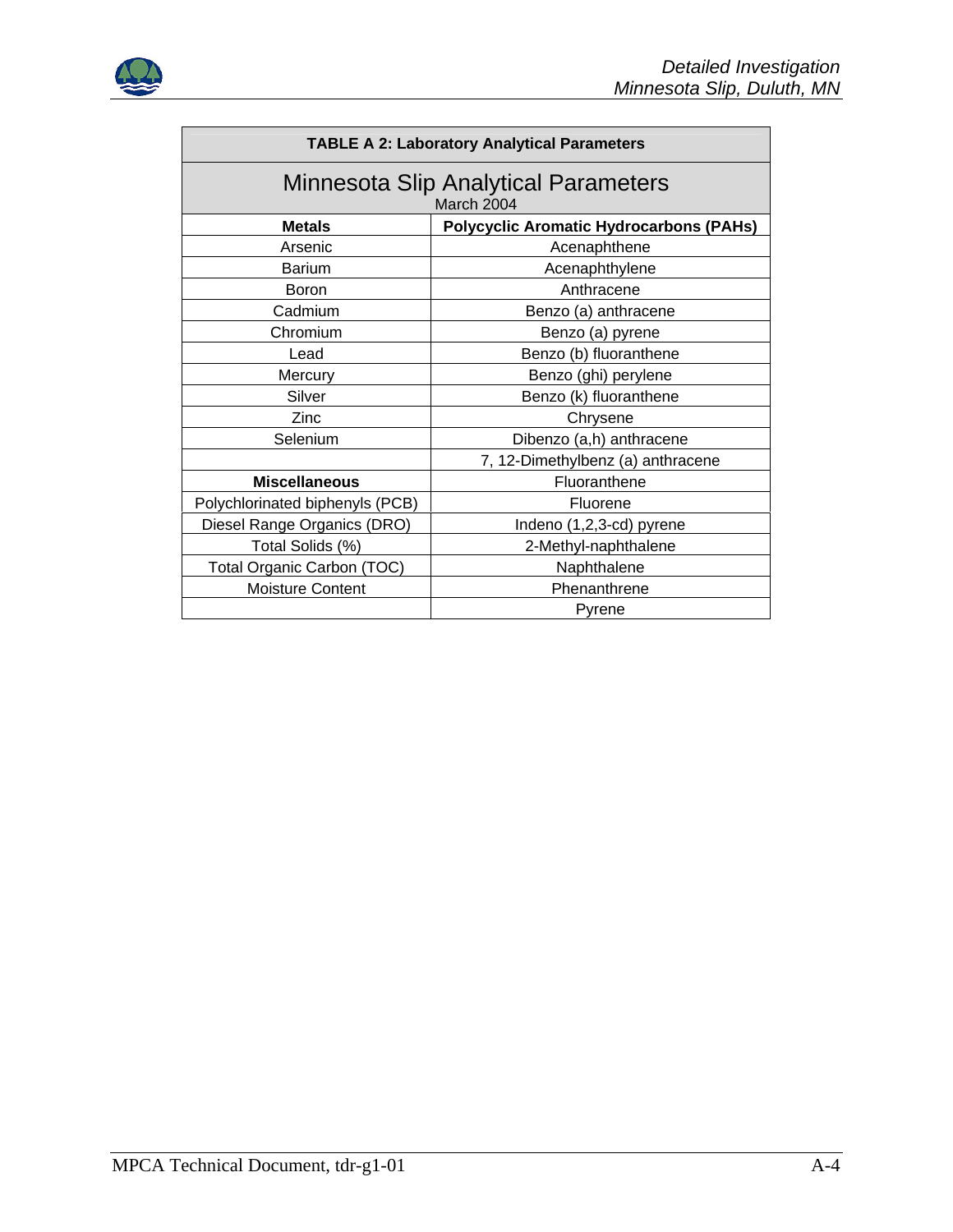| TABLE A 2: Laboratory Analytical Parameters | |
|---|---|
| Minnesota Slip Analytical Parameters<br>March 2004 | |
| **Metals** | **Polycyclic Aromatic Hydrocarbons (PAHs)** |
| Arsenic | Acenaphthene |
| Barium | Acenaphthylene |
| Boron | Anthracene |
| Cadmium | Benzo (a) anthracene |
| Chromium | Benzo (a) pyrene |
| Lead | Benzo (b) fluoranthene |
| Mercury | Benzo (ghi) perylene |
| Silver | Benzo (k) fluoranthene |
| Zinc | Chrysene |
| Selenium | Dibenzo (a,h) anthracene |
| | 7, 12-Dimethylbenz (a) anthracene |
| **Miscellaneous** | Fluoranthene |
| Polychlorinated biphenyls (PCB) | Fluorene |
| Diesel Range Organics (DRO) | Indeno (1,2,3-cd) pyrene |
| Total Solids (%) | 2-Methyl-naphthalene |
| Total Organic Carbon (TOC) | Naphthalene |
| Moisture Content | Phenanthrene |
| | Pyrene |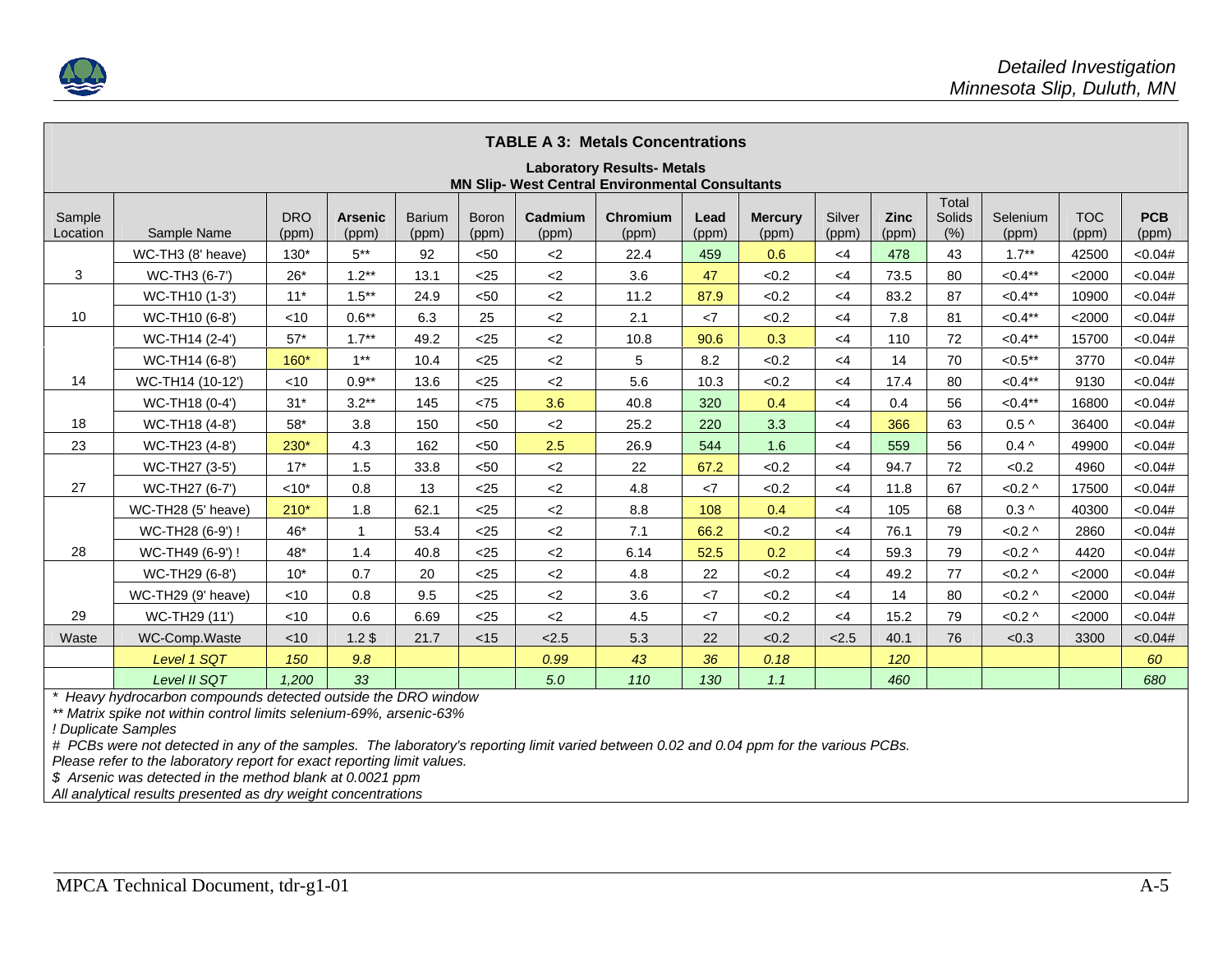**TABLE A 3: Metals Concentrations**

**Laboratory Results- Metals**
**MN Slip- West Central Environmental Consultants**

| Sample Location | Sample Name | DRO (ppm) | Arsenic (ppm) | Barium (ppm) | Boron (ppm) | Cadmium (ppm) | Chromium (ppm) | Lead (ppm) | Mercury (ppm) | Silver (ppm) | Zinc (ppm) | Total Solids (%) | Selenium (ppm) | TOC (ppm) | PCB (ppm) |
|---|---|---|---|---|---|---|---|---|---|---|---|---|---|---|---|
| 3 | WC-TH3 (8' heave) | 130* | 5** | 92 | <50 | <2 | 22.4 | 459 | 0.6 | <4 | 478 | 43 | 1.7** | 42500 | <0.04# |
| | WC-TH3 (6-7') | 26* | 1.2** | 13.1 | <25 | <2 | 3.6 | 47 | <0.2 | <4 | 73.5 | 80 | <0.4** | <2000 | <0.04# |
| 10 | WC-TH10 (1-3') | 11* | 1.5** | 24.9 | <50 | <2 | 11.2 | 87.9 | <0.2 | <4 | 83.2 | 87 | <0.4** | 10900 | <0.04# |
| | WC-TH10 (6-8') | <10 | 0.6** | 6.3 | 25 | <2 | 2.1 | <7 | <0.2 | <4 | 7.8 | 81 | <0.4** | <2000 | <0.04# |
| 14 | WC-TH14 (2-4') | 57* | 1.7** | 49.2 | <25 | <2 | 10.8 | 90.6 | 0.3 | <4 | 110 | 72 | <0.4** | 15700 | <0.04# |
| | WC-TH14 (6-8') | 160* | 1** | 10.4 | <25 | <2 | 5 | 8.2 | <0.2 | <4 | 14 | 70 | <0.5** | 3770 | <0.04# |
| | WC-TH14 (10-12') | <10 | 0.9** | 13.6 | <25 | <2 | 5.6 | 10.3 | <0.2 | <4 | 17.4 | 80 | <0.4** | 9130 | <0.04# |
| 18 | WC-TH18 (0-4') | 31* | 3.2** | 145 | <75 | 3.6 | 40.8 | 320 | 0.4 | <4 | 0.4 | 56 | <0.4** | 16800 | <0.04# |
| | WC-TH18 (4-8') | 58* | 3.8 | 150 | <50 | <2 | 25.2 | 220 | 3.3 | <4 | 366 | 63 | 0.5 ^ | 36400 | <0.04# |
| 23 | WC-TH23 (4-8') | 230* | 4.3 | 162 | <50 | 2.5 | 26.9 | 544 | 1.6 | <4 | 559 | 56 | 0.4 ^ | 49900 | <0.04# |
| 27 | WC-TH27 (3-5') | 17* | 1.5 | 33.8 | <50 | <2 | 22 | 67.2 | <0.2 | <4 | 94.7 | 72 | <0.2 | 4960 | <0.04# |
| | WC-TH27 (6-7') | <10* | 0.8 | 13 | <25 | <2 | 4.8 | <7 | <0.2 | <4 | 11.8 | 67 | <0.2 ^ | 17500 | <0.04# |
| 28 | WC-TH28 (5' heave) | 210* | 1.8 | 62.1 | <25 | <2 | 8.8 | 108 | 0.4 | <4 | 105 | 68 | 0.3 ^ | 40300 | <0.04# |
| | WC-TH28 (6-9') ! | 46* | 1 | 53.4 | <25 | <2 | 7.1 | 66.2 | <0.2 | <4 | 76.1 | 79 | <0.2 ^ | 2860 | <0.04# |
| | WC-TH49 (6-9') ! | 48* | 1.4 | 40.8 | <25 | <2 | 6.14 | 52.5 | 0.2 | <4 | 59.3 | 79 | <0.2 ^ | 4420 | <0.04# |
| 29 | WC-TH29 (6-8') | 10* | 0.7 | 20 | <25 | <2 | 4.8 | 22 | <0.2 | <4 | 49.2 | 77 | <0.2 ^ | <2000 | <0.04# |
| | WC-TH29 (9' heave) | <10 | 0.8 | 9.5 | <25 | <2 | 3.6 | <7 | <0.2 | <4 | 14 | 80 | <0.2 ^ | <2000 | <0.04# |
| | WC-TH29 (11') | <10 | 0.6 | 6.69 | <25 | <2 | 4.5 | <7 | <0.2 | <4 | 15.2 | 79 | <0.2 ^ | <2000 | <0.04# |
| Waste | WC-Comp.Waste | <10 | 1.2 $ | 21.7 | <15 | <2.5 | 5.3 | 22 | <0.2 | <2.5 | 40.1 | 76 | <0.3 | 3300 | <0.04# |
| | *Level 1 SQT* | *150* | *9.8* | | | *0.99* | *43* | *36* | *0.18* | | *120* | | | | *60* |
| | *Level II SQT* | *1,200* | *33* | | | *5.0* | *110* | *130* | *1.1* | | *460* | | | | *680* |

*\* Heavy hydrocarbon compounds detected outside the DRO window*
*\*\* Matrix spike not within control limits selenium-69%, arsenic-63%*
*! Duplicate Samples*
*# PCBs were not detected in any of the samples. The laboratory's reporting limit varied between 0.02 and 0.04 ppm for the various PCBs. Please refer to the laboratory report for exact reporting limit values.*
*$ Arsenic was detected in the method blank at 0.0021 ppm*
*All analytical results presented as dry weight concentrations*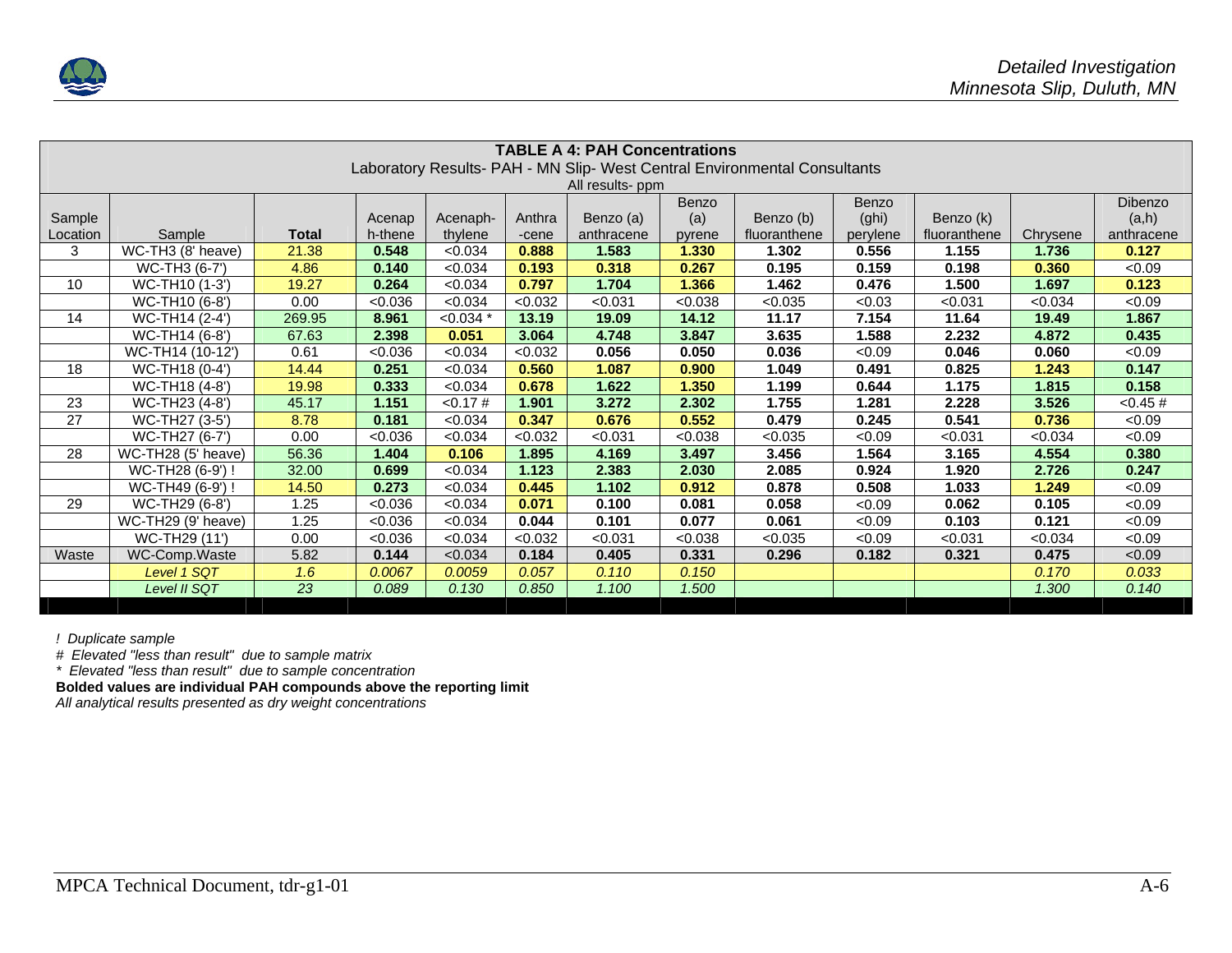**TABLE A 4: PAH Concentrations**

Laboratory Results- PAH - MN Slip- West Central Environmental Consultants

All results- ppm

| Sample Location | Sample | **Total** | Acenaph-thene | Acenaph-thylene | Anthra-cene | Benzo (a) anthracene | Benzo (a) pyrene | Benzo (b) fluoranthene | Benzo (ghi) perylene | Benzo (k) fluoranthene | Chrysene | Dibenzo (a,h) anthracene |
|---|---|---|---|---|---|---|---|---|---|---|---|---|
| 3 | WC-TH3 (8' heave) | 21.38 | **0.548** | <0.034 | **0.888** | **1.583** | **1.330** | **1.302** | **0.556** | **1.155** | **1.736** | **0.127** |
| | WC-TH3 (6-7') | 4.86 | **0.140** | <0.034 | **0.193** | **0.318** | **0.267** | **0.195** | **0.159** | **0.198** | **0.360** | <0.09 |
| 10 | WC-TH10 (1-3') | 19.27 | **0.264** | <0.034 | **0.797** | **1.704** | **1.366** | **1.462** | **0.476** | **1.500** | **1.697** | **0.123** |
| | WC-TH10 (6-8') | 0.00 | <0.036 | <0.034 | <0.032 | <0.031 | <0.038 | <0.035 | <0.03 | <0.031 | <0.034 | <0.09 |
| 14 | WC-TH14 (2-4') | 269.95 | **8.961** | <0.034 * | **13.19** | **19.09** | **14.12** | **11.17** | **7.154** | **11.64** | **19.49** | **1.867** |
| | WC-TH14 (6-8') | 67.63 | **2.398** | **0.051** | **3.064** | **4.748** | **3.847** | **3.635** | **1.588** | **2.232** | **4.872** | **0.435** |
| | WC-TH14 (10-12') | 0.61 | <0.036 | <0.034 | <0.032 | **0.056** | **0.050** | **0.036** | <0.09 | **0.046** | **0.060** | <0.09 |
| 18 | WC-TH18 (0-4') | 14.44 | **0.251** | <0.034 | **0.560** | **1.087** | **0.900** | **1.049** | **0.491** | **0.825** | **1.243** | **0.147** |
| | WC-TH18 (4-8') | 19.98 | **0.333** | <0.034 | **0.678** | **1.622** | **1.350** | **1.199** | **0.644** | **1.175** | **1.815** | **0.158** |
| 23 | WC-TH23 (4-8') | 45.17 | **1.151** | <0.17 # | **1.901** | **3.272** | **2.302** | **1.755** | **1.281** | **2.228** | **3.526** | <0.45 # |
| 27 | WC-TH27 (3-5') | 8.78 | **0.181** | <0.034 | **0.347** | **0.676** | **0.552** | **0.479** | **0.245** | **0.541** | **0.736** | <0.09 |
| | WC-TH27 (6-7') | 0.00 | <0.036 | <0.034 | <0.032 | <0.031 | <0.038 | <0.035 | <0.09 | <0.031 | <0.034 | <0.09 |
| 28 | WC-TH28 (5' heave) | 56.36 | **1.404** | **0.106** | **1.895** | **4.169** | **3.497** | **3.456** | **1.564** | **3.165** | **4.554** | **0.380** |
| | WC-TH28 (6-9') ! | 32.00 | **0.699** | <0.034 | **1.123** | **2.383** | **2.030** | **2.085** | **0.924** | **1.920** | **2.726** | **0.247** |
| | WC-TH49 (6-9') ! | 14.50 | **0.273** | <0.034 | **0.445** | **1.102** | **0.912** | **0.878** | **0.508** | **1.033** | **1.249** | <0.09 |
| 29 | WC-TH29 (6-8') | 1.25 | <0.036 | <0.034 | **0.071** | **0.100** | **0.081** | **0.058** | <0.09 | **0.062** | **0.105** | <0.09 |
| | WC-TH29 (9' heave) | 1.25 | <0.036 | <0.034 | **0.044** | **0.101** | **0.077** | **0.061** | <0.09 | **0.103** | **0.121** | <0.09 |
| | WC-TH29 (11') | 0.00 | <0.036 | <0.034 | <0.032 | <0.031 | <0.038 | <0.035 | <0.09 | <0.031 | <0.034 | <0.09 |
| Waste | WC-Comp.Waste | 5.82 | **0.144** | <0.034 | **0.184** | **0.405** | **0.331** | **0.296** | **0.182** | **0.321** | **0.475** | <0.09 |
| | *Level 1 SQT* | *1.6* | *0.0067* | *0.0059* | *0.057* | *0.110* | *0.150* | | | | *0.170* | *0.033* |
| | *Level II SQT* | *23* | *0.089* | *0.130* | *0.850* | *1.100* | *1.500* | | | | *1.300* | *0.140* |

*! Duplicate sample*

*# Elevated "less than result" due to sample matrix*

*\* Elevated "less than result" due to sample concentration*

**Bolded values are individual PAH compounds above the reporting limit**

*All analytical results presented as dry weight concentrations*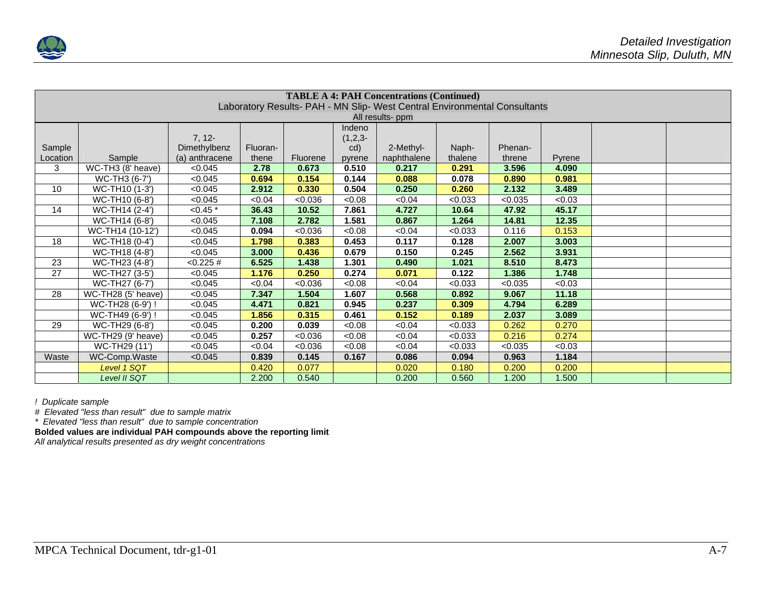| TABLE A 4: PAH Concentrations (Continued) Laboratory Results- PAH - MN Slip- West Central Environmental Consultants All results- ppm | | | | | | | | | | | |
|---|---|---|---|---|---|---|---|---|---|---|---|
| Sample Location | Sample | 7, 12-Dimethylbenz (a) anthracene | Fluoran-thene | Fluorene | Indeno (1,2,3-cd) pyrene | 2-Methyl-naphthalene | Naph-thalene | Phenan-threne | Pyrene | | |
| 3 | WC-TH3 (8' heave) | <0.045 | **2.78** | **0.673** | **0.510** | **0.217** | **0.291** | **3.596** | **4.090** | | |
| | WC-TH3 (6-7') | <0.045 | **0.694** | **0.154** | **0.144** | **0.088** | **0.078** | **0.890** | **0.981** | | |
| 10 | WC-TH10 (1-3') | <0.045 | **2.912** | **0.330** | **0.504** | **0.250** | **0.260** | **2.132** | **3.489** | | |
| | WC-TH10 (6-8') | <0.045 | <0.04 | <0.036 | <0.08 | <0.04 | <0.033 | <0.035 | <0.03 | | |
| 14 | WC-TH14 (2-4') | <0.45 * | **36.43** | **10.52** | **7.861** | **4.727** | **10.64** | **47.92** | **45.17** | | |
| | WC-TH14 (6-8') | <0.045 | **7.108** | **2.782** | **1.581** | **0.867** | **1.264** | **14.81** | **12.35** | | |
| | WC-TH14 (10-12') | <0.045 | **0.094** | <0.036 | <0.08 | <0.04 | <0.033 | 0.116 | 0.153 | | |
| 18 | WC-TH18 (0-4') | <0.045 | **1.798** | **0.383** | **0.453** | **0.117** | **0.128** | **2.007** | **3.003** | | |
| | WC-TH18 (4-8') | <0.045 | **3.000** | **0.436** | **0.679** | **0.150** | **0.245** | **2.562** | **3.931** | | |
| 23 | WC-TH23 (4-8') | <0.225 # | **6.525** | **1.438** | **1.301** | **0.490** | **1.021** | **8.510** | **8.473** | | |
| 27 | WC-TH27 (3-5') | <0.045 | **1.176** | **0.250** | **0.274** | **0.071** | **0.122** | **1.386** | **1.748** | | |
| | WC-TH27 (6-7') | <0.045 | <0.04 | <0.036 | <0.08 | <0.04 | <0.033 | <0.035 | <0.03 | | |
| 28 | WC-TH28 (5' heave) | <0.045 | **7.347** | **1.504** | **1.607** | **0.568** | **0.892** | **9.067** | **11.18** | | |
| | WC-TH28 (6-9') ! | <0.045 | **4.471** | **0.821** | **0.945** | **0.237** | **0.309** | **4.794** | **6.289** | | |
| | WC-TH49 (6-9') ! | <0.045 | **1.856** | **0.315** | **0.461** | **0.152** | **0.189** | **2.037** | **3.089** | | |
| 29 | WC-TH29 (6-8') | <0.045 | **0.200** | **0.039** | <0.08 | <0.04 | <0.033 | 0.262 | 0.270 | | |
| | WC-TH29 (9' heave) | <0.045 | **0.257** | <0.036 | <0.08 | <0.04 | <0.033 | 0.216 | 0.274 | | |
| | WC-TH29 (11') | <0.045 | <0.04 | <0.036 | <0.08 | <0.04 | <0.033 | <0.035 | <0.03 | | |
| Waste | WC-Comp.Waste | <0.045 | **0.839** | **0.145** | **0.167** | **0.086** | **0.094** | **0.963** | **1.184** | | |
| | *Level 1 SQT* | | 0.420 | 0.077 | | 0.020 | 0.180 | 0.200 | 0.200 | | |
| | *Level II SQT* | | 2.200 | 0.540 | | 0.200 | 0.560 | 1.200 | 1.500 | | |

*! Duplicate sample*

*# Elevated "less than result" due to sample matrix*

*\* Elevated "less than result" due to sample concentration*

**Bolded values are individual PAH compounds above the reporting limit**

*All analytical results presented as dry weight concentrations*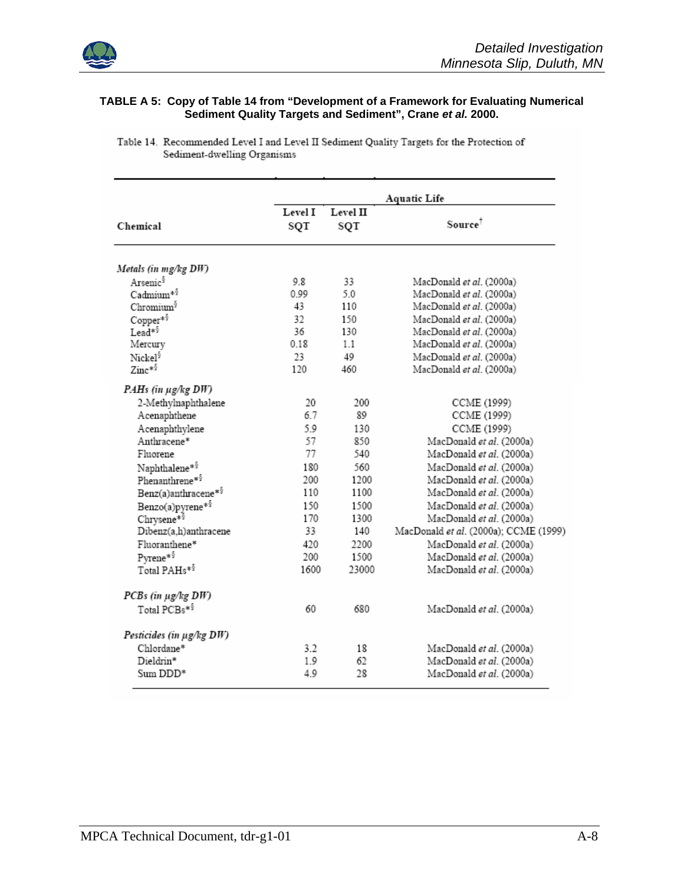**TABLE A 5: Copy of Table 14 from "Development of a Framework for Evaluating Numerical Sediment Quality Targets and Sediment", Crane *et al.* 2000.**

Table 14. Recommended Level I and Level II Sediment Quality Targets for the Protection of Sediment-dwelling Organisms

| Chemical | Aquatic Life | | |
|---|---|---|---|
| | Level I SQT | Level II SQT | Source[†] |
| *Metals (in mg/kg DW)* | | | |
| Arsenic[§] | 9.8 | 33 | MacDonald *et al.* (2000a) |
| Cadmium*[§] | 0.99 | 5.0 | MacDonald *et al.* (2000a) |
| Chromium[§] | 43 | 110 | MacDonald *et al.* (2000a) |
| Copper*[§] | 32 | 150 | MacDonald *et al.* (2000a) |
| Lead*[§] | 36 | 130 | MacDonald *et al.* (2000a) |
| Mercury | 0.18 | 1.1 | MacDonald *et al.* (2000a) |
| Nickel[§] | 23 | 49 | MacDonald *et al.* (2000a) |
| Zinc*[§] | 120 | 460 | MacDonald *et al.* (2000a) |
| *PAHs (in µg/kg DW)* | | | |
| 2-Methylnaphthalene | 20 | 200 | CCME (1999) |
| Acenaphthene | 6.7 | 89 | CCME (1999) |
| Acenaphthylene | 5.9 | 130 | CCME (1999) |
| Anthracene* | 57 | 850 | MacDonald *et al.* (2000a) |
| Fluorene | 77 | 540 | MacDonald *et al.* (2000a) |
| Naphthalene*[§] | 180 | 560 | MacDonald *et al.* (2000a) |
| Phenanthrene*[§] | 200 | 1200 | MacDonald *et al.* (2000a) |
| Benz(a)anthracene*[§] | 110 | 1100 | MacDonald *et al.* (2000a) |
| Benzo(a)pyrene*[§] | 150 | 1500 | MacDonald *et al.* (2000a) |
| Chrysene*[§] | 170 | 1300 | MacDonald *et al.* (2000a) |
| Dibenz(a,h)anthracene | 33 | 140 | MacDonald *et al.* (2000a); CCME (1999) |
| Fluoranthene* | 420 | 2200 | MacDonald *et al.* (2000a) |
| Pyrene*[§] | 200 | 1500 | MacDonald *et al.* (2000a) |
| Total PAHs*[§] | 1600 | 23000 | MacDonald *et al.* (2000a) |
| *PCBs (in µg/kg DW)* | | | |
| Total PCBs*[§] | 60 | 680 | MacDonald *et al.* (2000a) |
| *Pesticides (in µg/kg DW)* | | | |
| Chlordane* | 3.2 | 18 | MacDonald *et al.* (2000a) |
| Dieldrin* | 1.9 | 62 | MacDonald *et al.* (2000a) |
| Sum DDD* | 4.9 | 28 | MacDonald *et al.* (2000a) |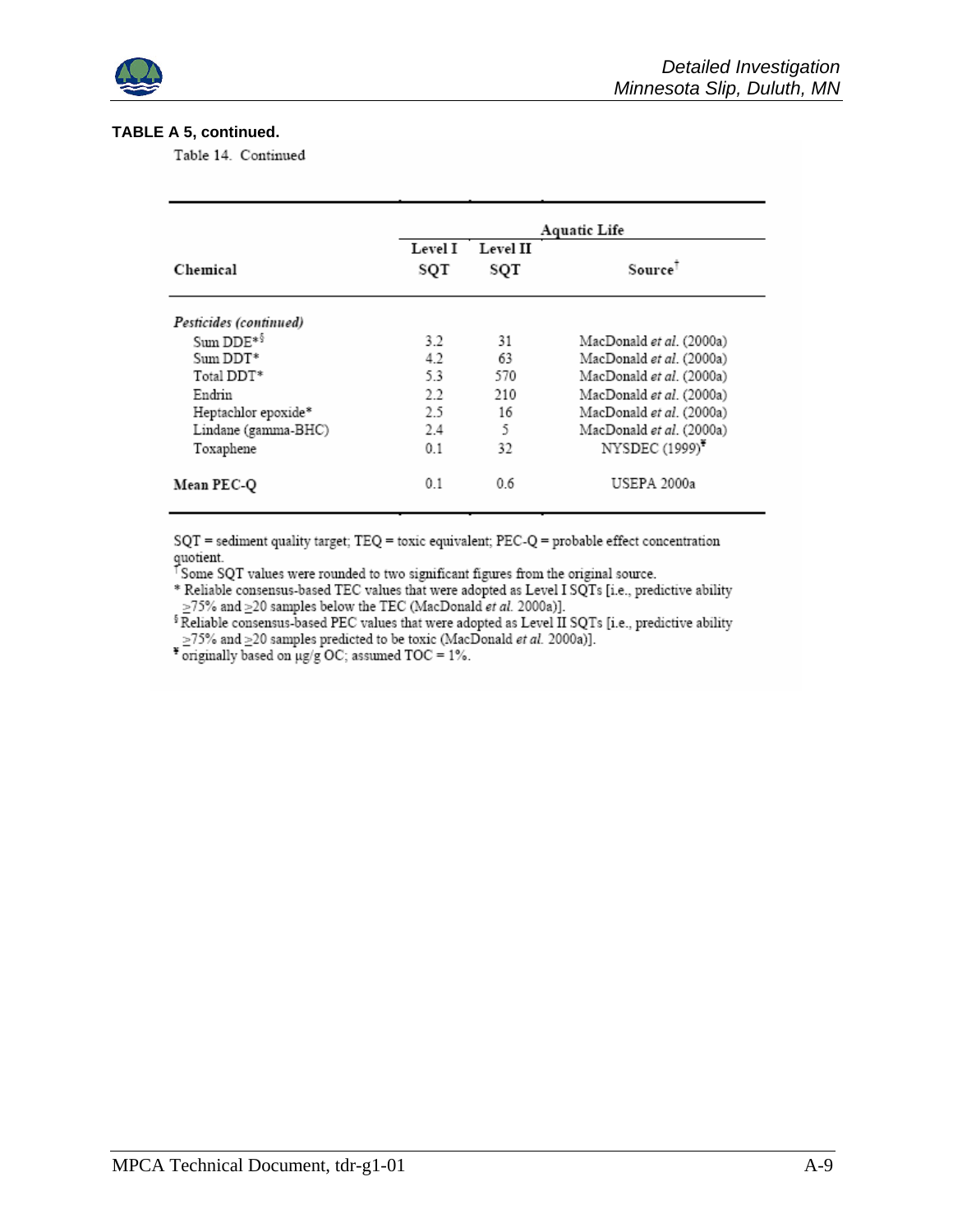**TABLE A 5, continued.**

Table 14. Continued

| Chemical | Aquatic Life | | |
|---|---|---|---|
| | Level I SQT | Level II SQT | Source† |
| *Pesticides (continued)* | | | |
| Sum DDE*§ | 3.2 | 31 | MacDonald *et al.* (2000a) |
| Sum DDT* | 4.2 | 63 | MacDonald *et al.* (2000a) |
| Total DDT* | 5.3 | 570 | MacDonald *et al.* (2000a) |
| Endrin | 2.2 | 210 | MacDonald *et al.* (2000a) |
| Heptachlor epoxide* | 2.5 | 16 | MacDonald *et al.* (2000a) |
| Lindane (gamma-BHC) | 2.4 | 5 | MacDonald *et al.* (2000a) |
| Toxaphene | 0.1 | 32 | NYSDEC (1999)¥ |
| **Mean PEC-Q** | 0.1 | 0.6 | USEPA 2000a |

SQT = sediment quality target; TEQ = toxic equivalent; PEC-Q = probable effect concentration quotient.

† Some SQT values were rounded to two significant figures from the original source.

\* Reliable consensus-based TEC values that were adopted as Level I SQTs [i.e., predictive ability ≥75% and ≥20 samples below the TEC (MacDonald *et al.* 2000a)].

§ Reliable consensus-based PEC values that were adopted as Level II SQTs [i.e., predictive ability ≥75% and ≥20 samples predicted to be toxic (MacDonald *et al.* 2000a)].

¥ originally based on µg/g OC; assumed TOC = 1%.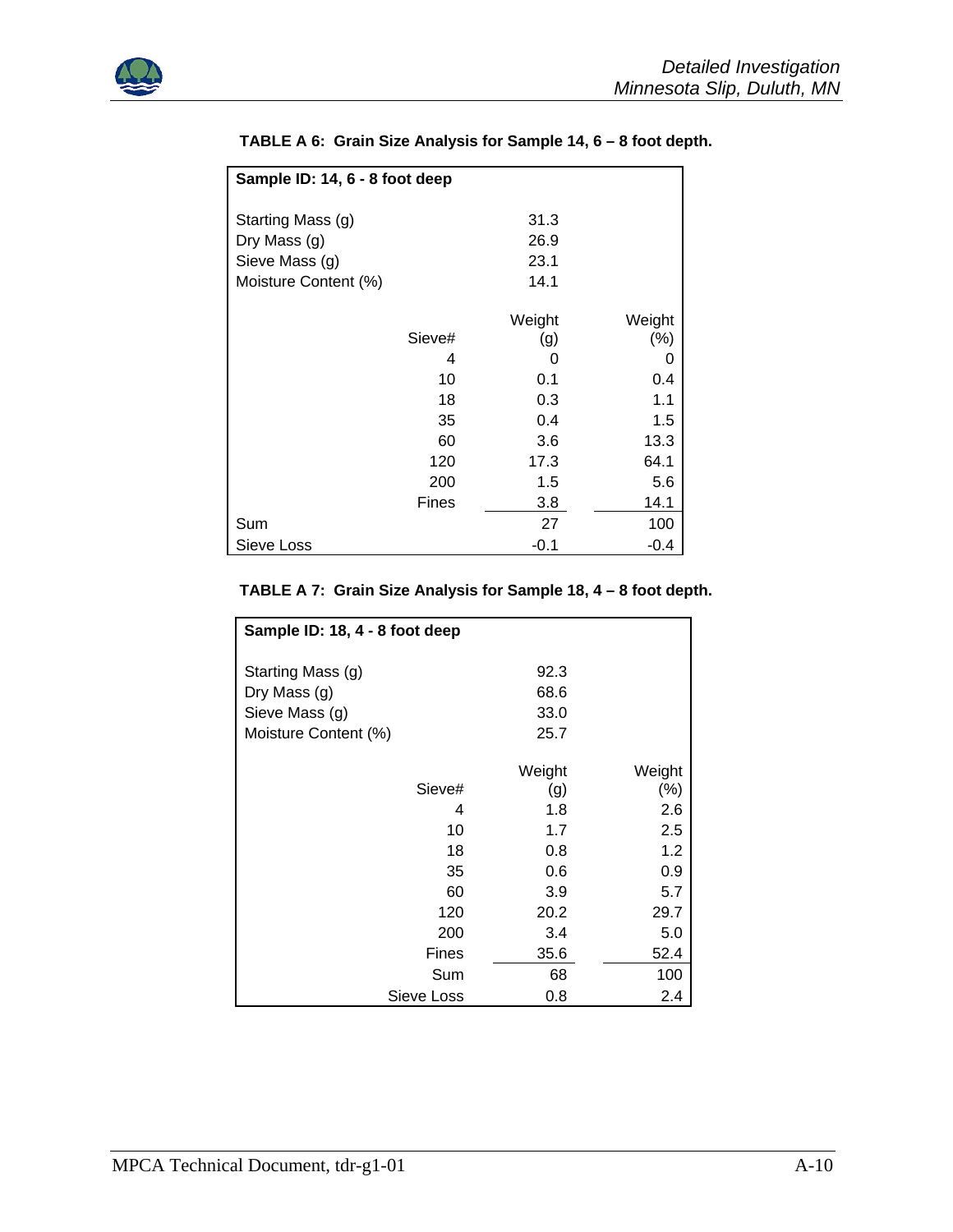**TABLE A 6: Grain Size Analysis for Sample 14, 6 – 8 foot depth.**

| Sample ID: 14, 6 - 8 foot deep | | | |
|---|---|---|---|
| Starting Mass (g) | | 31.3 | |
| Dry Mass (g) | | 26.9 | |
| Sieve Mass (g) | | 23.1 | |
| Moisture Content (%) | | 14.1 | |
| | Sieve# | Weight (g) | Weight (%) |
| | 4 | 0 | 0 |
| | 10 | 0.1 | 0.4 |
| | 18 | 0.3 | 1.1 |
| | 35 | 0.4 | 1.5 |
| | 60 | 3.6 | 13.3 |
| | 120 | 17.3 | 64.1 |
| | 200 | 1.5 | 5.6 |
| | Fines | 3.8 | 14.1 |
| Sum | | 27 | 100 |
| Sieve Loss | | -0.1 | -0.4 |

**TABLE A 7: Grain Size Analysis for Sample 18, 4 – 8 foot depth.**

| Sample ID: 18, 4 - 8 foot deep | | | |
|---|---|---|---|
| Starting Mass (g) | | 92.3 | |
| Dry Mass (g) | | 68.6 | |
| Sieve Mass (g) | | 33.0 | |
| Moisture Content (%) | | 25.7 | |
| | Sieve# | Weight (g) | Weight (%) |
| | 4 | 1.8 | 2.6 |
| | 10 | 1.7 | 2.5 |
| | 18 | 0.8 | 1.2 |
| | 35 | 0.6 | 0.9 |
| | 60 | 3.9 | 5.7 |
| | 120 | 20.2 | 29.7 |
| | 200 | 3.4 | 5.0 |
| | Fines | 35.6 | 52.4 |
| | Sum | 68 | 100 |
| | Sieve Loss | 0.8 | 2.4 |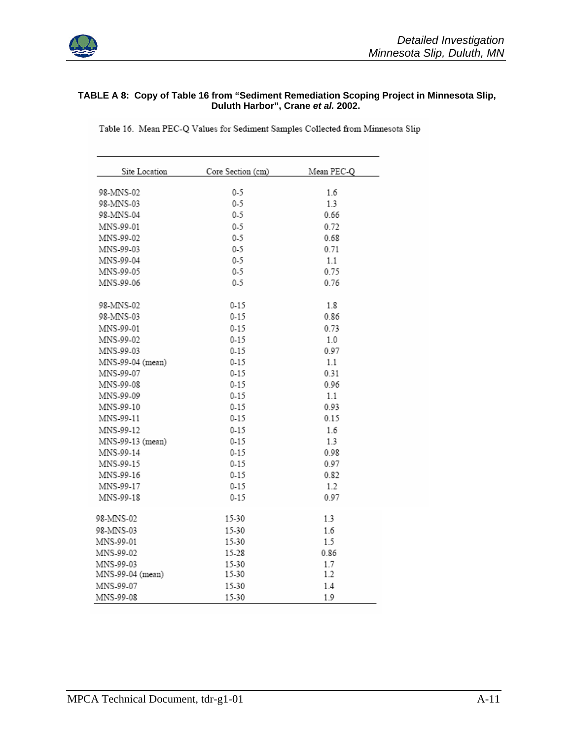**TABLE A 8: Copy of Table 16 from "Sediment Remediation Scoping Project in Minnesota Slip, Duluth Harbor", Crane *et al.* 2002.**

Table 16. Mean PEC-Q Values for Sediment Samples Collected from Minnesota Slip

| Site Location | Core Section (cm) | Mean PEC-Q |
|---|---|---|
| 98-MNS-02 | 0-5 | 1.6 |
| 98-MNS-03 | 0-5 | 1.3 |
| 98-MNS-04 | 0-5 | 0.66 |
| MNS-99-01 | 0-5 | 0.72 |
| MNS-99-02 | 0-5 | 0.68 |
| MNS-99-03 | 0-5 | 0.71 |
| MNS-99-04 | 0-5 | 1.1 |
| MNS-99-05 | 0-5 | 0.75 |
| MNS-99-06 | 0-5 | 0.76 |
| 98-MNS-02 | 0-15 | 1.8 |
| 98-MNS-03 | 0-15 | 0.86 |
| MNS-99-01 | 0-15 | 0.73 |
| MNS-99-02 | 0-15 | 1.0 |
| MNS-99-03 | 0-15 | 0.97 |
| MNS-99-04 (mean) | 0-15 | 1.1 |
| MNS-99-07 | 0-15 | 0.31 |
| MNS-99-08 | 0-15 | 0.96 |
| MNS-99-09 | 0-15 | 1.1 |
| MNS-99-10 | 0-15 | 0.93 |
| MNS-99-11 | 0-15 | 0.15 |
| MNS-99-12 | 0-15 | 1.6 |
| MNS-99-13 (mean) | 0-15 | 1.3 |
| MNS-99-14 | 0-15 | 0.98 |
| MNS-99-15 | 0-15 | 0.97 |
| MNS-99-16 | 0-15 | 0.82 |
| MNS-99-17 | 0-15 | 1.2 |
| MNS-99-18 | 0-15 | 0.97 |
| 98-MNS-02 | 15-30 | 1.3 |
| 98-MNS-03 | 15-30 | 1.6 |
| MNS-99-01 | 15-30 | 1.5 |
| MNS-99-02 | 15-28 | 0.86 |
| MNS-99-03 | 15-30 | 1.7 |
| MNS-99-04 (mean) | 15-30 | 1.2 |
| MNS-99-07 | 15-30 | 1.4 |
| MNS-99-08 | 15-30 | 1.9 |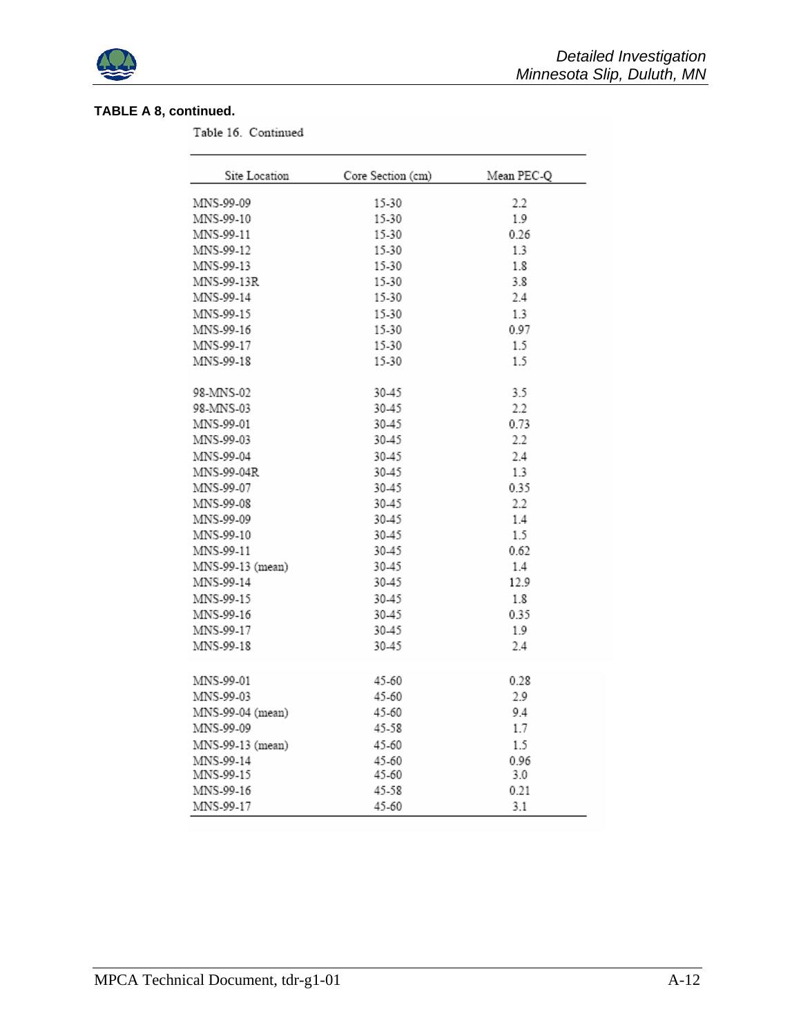**TABLE A 8, continued.**

Table 16. Continued

| Site Location | Core Section (cm) | Mean PEC-Q |
|---|---|---|
| MNS-99-09 | 15-30 | 2.2 |
| MNS-99-10 | 15-30 | 1.9 |
| MNS-99-11 | 15-30 | 0.26 |
| MNS-99-12 | 15-30 | 1.3 |
| MNS-99-13 | 15-30 | 1.8 |
| MNS-99-13R | 15-30 | 3.8 |
| MNS-99-14 | 15-30 | 2.4 |
| MNS-99-15 | 15-30 | 1.3 |
| MNS-99-16 | 15-30 | 0.97 |
| MNS-99-17 | 15-30 | 1.5 |
| MNS-99-18 | 15-30 | 1.5 |
| | | |
| 98-MNS-02 | 30-45 | 3.5 |
| 98-MNS-03 | 30-45 | 2.2 |
| MNS-99-01 | 30-45 | 0.73 |
| MNS-99-03 | 30-45 | 2.2 |
| MNS-99-04 | 30-45 | 2.4 |
| MNS-99-04R | 30-45 | 1.3 |
| MNS-99-07 | 30-45 | 0.35 |
| MNS-99-08 | 30-45 | 2.2 |
| MNS-99-09 | 30-45 | 1.4 |
| MNS-99-10 | 30-45 | 1.5 |
| MNS-99-11 | 30-45 | 0.62 |
| MNS-99-13 (mean) | 30-45 | 1.4 |
| MNS-99-14 | 30-45 | 12.9 |
| MNS-99-15 | 30-45 | 1.8 |
| MNS-99-16 | 30-45 | 0.35 |
| MNS-99-17 | 30-45 | 1.9 |
| MNS-99-18 | 30-45 | 2.4 |
| | | |
| MNS-99-01 | 45-60 | 0.28 |
| MNS-99-03 | 45-60 | 2.9 |
| MNS-99-04 (mean) | 45-60 | 9.4 |
| MNS-99-09 | 45-58 | 1.7 |
| MNS-99-13 (mean) | 45-60 | 1.5 |
| MNS-99-14 | 45-60 | 0.96 |
| MNS-99-15 | 45-60 | 3.0 |
| MNS-99-16 | 45-58 | 0.21 |
| MNS-99-17 | 45-60 | 3.1 |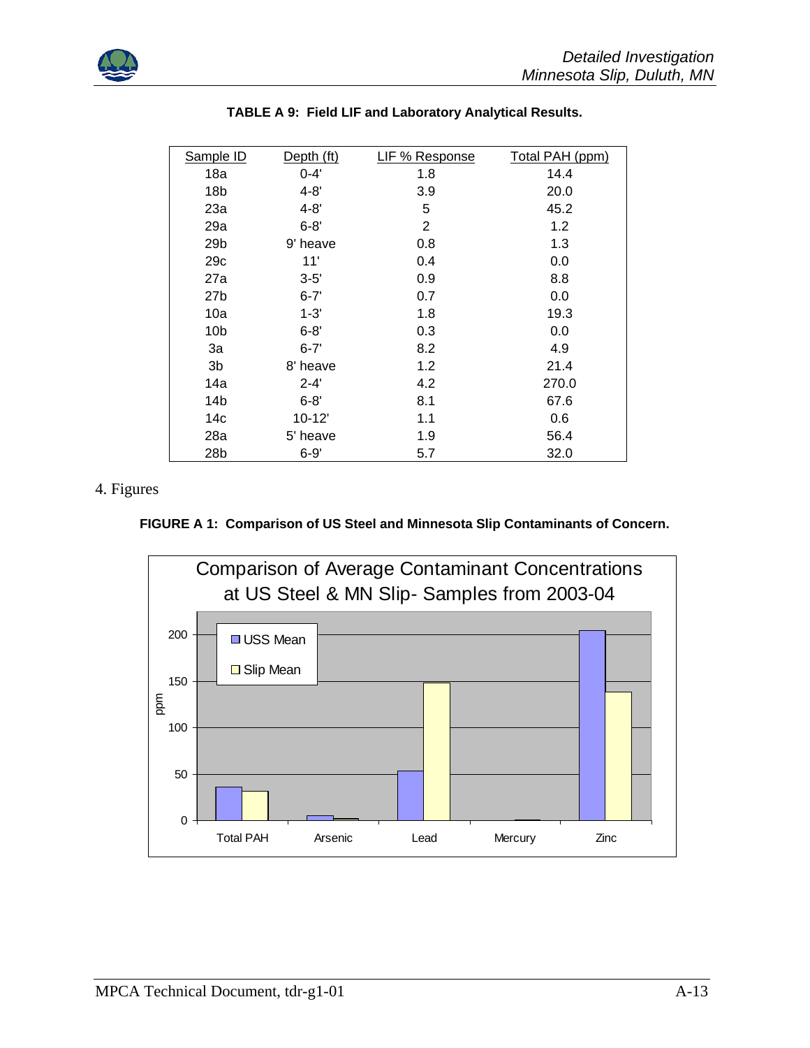**TABLE A 9: Field LIF and Laboratory Analytical Results.**

| Sample ID | Depth (ft) | LIF % Response | Total PAH (ppm) |
|---|---|---|---|
| 18a | 0-4' | 1.8 | 14.4 |
| 18b | 4-8' | 3.9 | 20.0 |
| 23a | 4-8' | 5 | 45.2 |
| 29a | 6-8' | 2 | 1.2 |
| 29b | 9' heave | 0.8 | 1.3 |
| 29c | 11' | 0.4 | 0.0 |
| 27a | 3-5' | 0.9 | 8.8 |
| 27b | 6-7' | 0.7 | 0.0 |
| 10a | 1-3' | 1.8 | 19.3 |
| 10b | 6-8' | 0.3 | 0.0 |
| 3a | 6-7' | 8.2 | 4.9 |
| 3b | 8' heave | 1.2 | 21.4 |
| 14a | 2-4' | 4.2 | 270.0 |
| 14b | 6-8' | 8.1 | 67.6 |
| 14c | 10-12' | 1.1 | 0.6 |
| 28a | 5' heave | 1.9 | 56.4 |
| 28b | 6-9' | 5.7 | 32.0 |

4. Figures

**FIGURE A 1: Comparison of US Steel and Minnesota Slip Contaminants of Concern.**

Comparison of Average Contaminant Concentrations at US Steel & MN Slip- Samples from 2003-04

USS Mean
Slip Mean

ppm

0
50
100
150
200

Total PAH
Arsenic
Lead
Mercury
Zinc